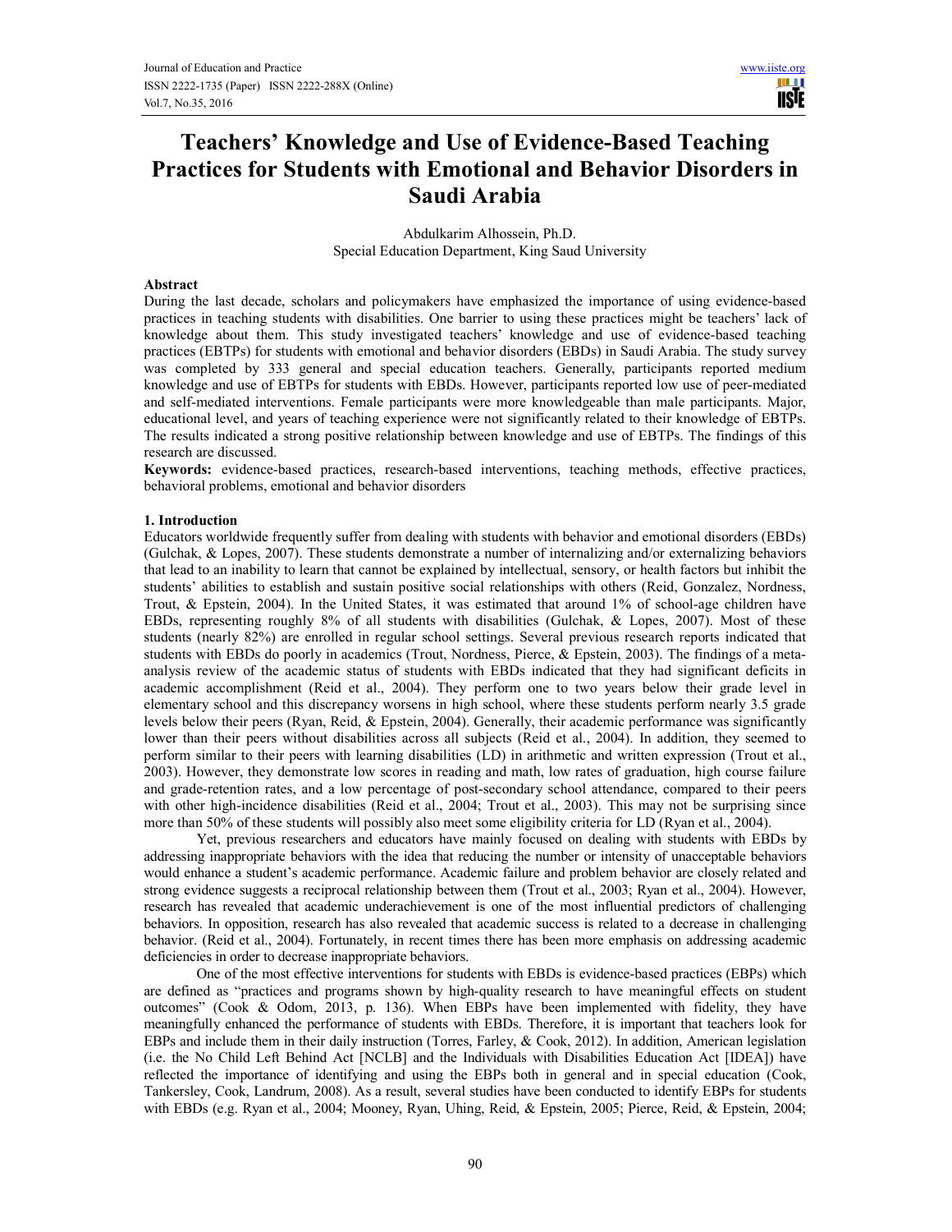# Teachers' Knowledge and Use of Evidence-Based Teaching Practices for Students with Emotional and Behavior Disorders in Saudi Arabia

Abdulkarim Alhossein, Ph.D.
Special Education Department, King Saud University

## Abstract

During the last decade, scholars and policymakers have emphasized the importance of using evidence-based practices in teaching students with disabilities. One barrier to using these practices might be teachers' lack of knowledge about them. This study investigated teachers' knowledge and use of evidence-based teaching practices (EBTPs) for students with emotional and behavior disorders (EBDs) in Saudi Arabia. The study survey was completed by 333 general and special education teachers. Generally, participants reported medium knowledge and use of EBTPs for students with EBDs. However, participants reported low use of peer-mediated and self-mediated interventions. Female participants were more knowledgeable than male participants. Major, educational level, and years of teaching experience were not significantly related to their knowledge of EBTPs. The results indicated a strong positive relationship between knowledge and use of EBTPs. The findings of this research are discussed.

**Keywords:** evidence-based practices, research-based interventions, teaching methods, effective practices, behavioral problems, emotional and behavior disorders

## 1. Introduction

Educators worldwide frequently suffer from dealing with students with behavior and emotional disorders (EBDs) (Gulchak, & Lopes, 2007). These students demonstrate a number of internalizing and/or externalizing behaviors that lead to an inability to learn that cannot be explained by intellectual, sensory, or health factors but inhibit the students' abilities to establish and sustain positive social relationships with others (Reid, Gonzalez, Nordness, Trout, & Epstein, 2004). In the United States, it was estimated that around 1% of school-age children have EBDs, representing roughly 8% of all students with disabilities (Gulchak, & Lopes, 2007). Most of these students (nearly 82%) are enrolled in regular school settings. Several previous research reports indicated that students with EBDs do poorly in academics (Trout, Nordness, Pierce, & Epstein, 2003). The findings of a meta-analysis review of the academic status of students with EBDs indicated that they had significant deficits in academic accomplishment (Reid et al., 2004). They perform one to two years below their grade level in elementary school and this discrepancy worsens in high school, where these students perform nearly 3.5 grade levels below their peers (Ryan, Reid, & Epstein, 2004). Generally, their academic performance was significantly lower than their peers without disabilities across all subjects (Reid et al., 2004). In addition, they seemed to perform similar to their peers with learning disabilities (LD) in arithmetic and written expression (Trout et al., 2003). However, they demonstrate low scores in reading and math, low rates of graduation, high course failure and grade-retention rates, and a low percentage of post-secondary school attendance, compared to their peers with other high-incidence disabilities (Reid et al., 2004; Trout et al., 2003). This may not be surprising since more than 50% of these students will possibly also meet some eligibility criteria for LD (Ryan et al., 2004).

Yet, previous researchers and educators have mainly focused on dealing with students with EBDs by addressing inappropriate behaviors with the idea that reducing the number or intensity of unacceptable behaviors would enhance a student's academic performance. Academic failure and problem behavior are closely related and strong evidence suggests a reciprocal relationship between them (Trout et al., 2003; Ryan et al., 2004). However, research has revealed that academic underachievement is one of the most influential predictors of challenging behaviors. In opposition, research has also revealed that academic success is related to a decrease in challenging behavior. (Reid et al., 2004). Fortunately, in recent times there has been more emphasis on addressing academic deficiencies in order to decrease inappropriate behaviors.

One of the most effective interventions for students with EBDs is evidence-based practices (EBPs) which are defined as "practices and programs shown by high-quality research to have meaningful effects on student outcomes" (Cook & Odom, 2013, p. 136). When EBPs have been implemented with fidelity, they have meaningfully enhanced the performance of students with EBDs. Therefore, it is important that teachers look for EBPs and include them in their daily instruction (Torres, Farley, & Cook, 2012). In addition, American legislation (i.e. the No Child Left Behind Act [NCLB] and the Individuals with Disabilities Education Act [IDEA]) have reflected the importance of identifying and using the EBPs both in general and in special education (Cook, Tankersley, Cook, Landrum, 2008). As a result, several studies have been conducted to identify EBPs for students with EBDs (e.g. Ryan et al., 2004; Mooney, Ryan, Uhing, Reid, & Epstein, 2005; Pierce, Reid, & Epstein, 2004;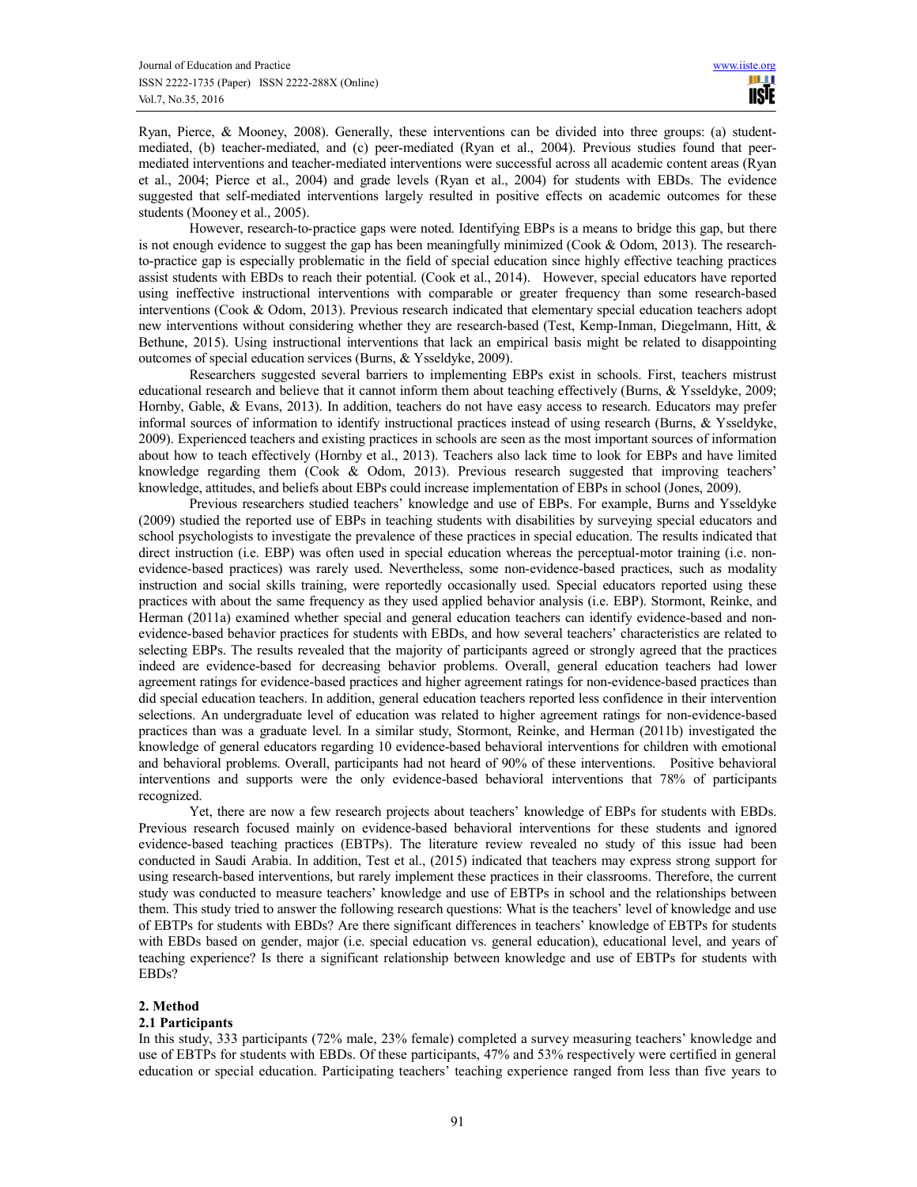Ryan, Pierce, & Mooney, 2008). Generally, these interventions can be divided into three groups: (a) student-mediated, (b) teacher-mediated, and (c) peer-mediated (Ryan et al., 2004). Previous studies found that peer-mediated interventions and teacher-mediated interventions were successful across all academic content areas (Ryan et al., 2004; Pierce et al., 2004) and grade levels (Ryan et al., 2004) for students with EBDs. The evidence suggested that self-mediated interventions largely resulted in positive effects on academic outcomes for these students (Mooney et al., 2005).

However, research-to-practice gaps were noted. Identifying EBPs is a means to bridge this gap, but there is not enough evidence to suggest the gap has been meaningfully minimized (Cook & Odom, 2013). The research-to-practice gap is especially problematic in the field of special education since highly effective teaching practices assist students with EBDs to reach their potential. (Cook et al., 2014). However, special educators have reported using ineffective instructional interventions with comparable or greater frequency than some research-based interventions (Cook & Odom, 2013). Previous research indicated that elementary special education teachers adopt new interventions without considering whether they are research-based (Test, Kemp-Inman, Diegelmann, Hitt, & Bethune, 2015). Using instructional interventions that lack an empirical basis might be related to disappointing outcomes of special education services (Burns, & Ysseldyke, 2009).

Researchers suggested several barriers to implementing EBPs exist in schools. First, teachers mistrust educational research and believe that it cannot inform them about teaching effectively (Burns, & Ysseldyke, 2009; Hornby, Gable, & Evans, 2013). In addition, teachers do not have easy access to research. Educators may prefer informal sources of information to identify instructional practices instead of using research (Burns, & Ysseldyke, 2009). Experienced teachers and existing practices in schools are seen as the most important sources of information about how to teach effectively (Hornby et al., 2013). Teachers also lack time to look for EBPs and have limited knowledge regarding them (Cook & Odom, 2013). Previous research suggested that improving teachers' knowledge, attitudes, and beliefs about EBPs could increase implementation of EBPs in school (Jones, 2009).

Previous researchers studied teachers' knowledge and use of EBPs. For example, Burns and Ysseldyke (2009) studied the reported use of EBPs in teaching students with disabilities by surveying special educators and school psychologists to investigate the prevalence of these practices in special education. The results indicated that direct instruction (i.e. EBP) was often used in special education whereas the perceptual-motor training (i.e. non-evidence-based practices) was rarely used. Nevertheless, some non-evidence-based practices, such as modality instruction and social skills training, were reportedly occasionally used. Special educators reported using these practices with about the same frequency as they used applied behavior analysis (i.e. EBP). Stormont, Reinke, and Herman (2011a) examined whether special and general education teachers can identify evidence-based and non-evidence-based behavior practices for students with EBDs, and how several teachers' characteristics are related to selecting EBPs. The results revealed that the majority of participants agreed or strongly agreed that the practices indeed are evidence-based for decreasing behavior problems. Overall, general education teachers had lower agreement ratings for evidence-based practices and higher agreement ratings for non-evidence-based practices than did special education teachers. In addition, general education teachers reported less confidence in their intervention selections. An undergraduate level of education was related to higher agreement ratings for non-evidence-based practices than was a graduate level. In a similar study, Stormont, Reinke, and Herman (2011b) investigated the knowledge of general educators regarding 10 evidence-based behavioral interventions for children with emotional and behavioral problems. Overall, participants had not heard of 90% of these interventions. Positive behavioral interventions and supports were the only evidence-based behavioral interventions that 78% of participants recognized.

Yet, there are now a few research projects about teachers' knowledge of EBPs for students with EBDs. Previous research focused mainly on evidence-based behavioral interventions for these students and ignored evidence-based teaching practices (EBTPs). The literature review revealed no study of this issue had been conducted in Saudi Arabia. In addition, Test et al., (2015) indicated that teachers may express strong support for using research-based interventions, but rarely implement these practices in their classrooms. Therefore, the current study was conducted to measure teachers' knowledge and use of EBTPs in school and the relationships between them. This study tried to answer the following research questions: What is the teachers' level of knowledge and use of EBTPs for students with EBDs? Are there significant differences in teachers' knowledge of EBTPs for students with EBDs based on gender, major (i.e. special education vs. general education), educational level, and years of teaching experience? Is there a significant relationship between knowledge and use of EBTPs for students with EBDs?

## 2. Method

### 2.1 Participants

In this study, 333 participants (72% male, 23% female) completed a survey measuring teachers' knowledge and use of EBTPs for students with EBDs. Of these participants, 47% and 53% respectively were certified in general education or special education. Participating teachers' teaching experience ranged from less than five years to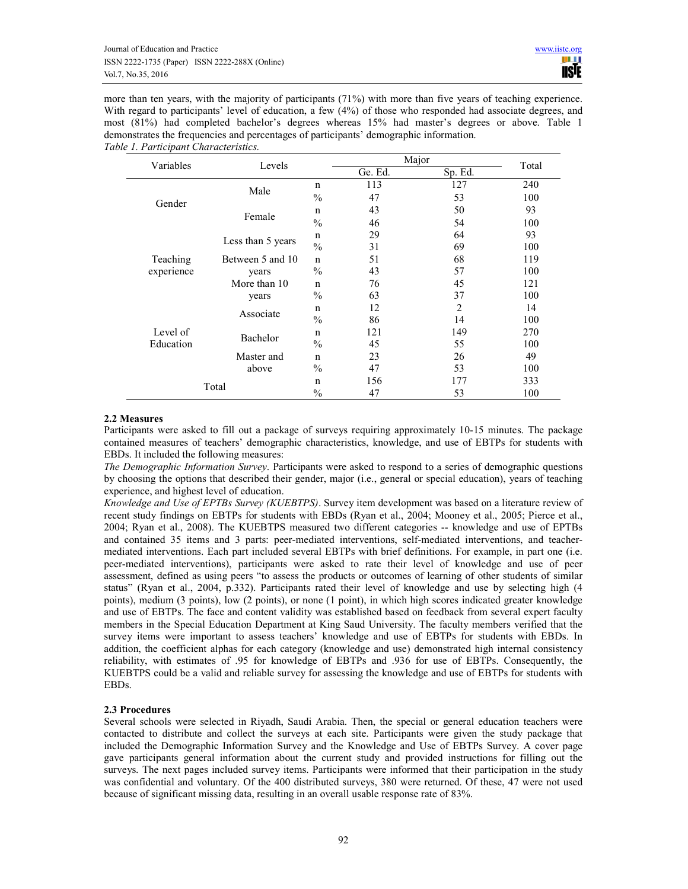more than ten years, with the majority of participants (71%) with more than five years of teaching experience. With regard to participants' level of education, a few (4%) of those who responded had associate degrees, and most (81%) had completed bachelor's degrees whereas 15% had master's degrees or above. Table 1 demonstrates the frequencies and percentages of participants' demographic information.

*Table 1. Participant Characteristics.*

| Variables | Levels | | Major | | Total |
|---|---|---|---|---|---|
| | | | Ge. Ed. | Sp. Ed. | |
| Gender | Male | n | 113 | 127 | 240 |
| | | % | 47 | 53 | 100 |
| | Female | n | 43 | 50 | 93 |
| | | % | 46 | 54 | 100 |
| Teaching experience | Less than 5 years | n | 29 | 64 | 93 |
| | | % | 31 | 69 | 100 |
| | Between 5 and 10 years | n | 51 | 68 | 119 |
| | | % | 43 | 57 | 100 |
| | More than 10 years | n | 76 | 45 | 121 |
| | | % | 63 | 37 | 100 |
| Level of Education | Associate | n | 12 | 2 | 14 |
| | | % | 86 | 14 | 100 |
| | Bachelor | n | 121 | 149 | 270 |
| | | % | 45 | 55 | 100 |
| | Master and above | n | 23 | 26 | 49 |
| | | % | 47 | 53 | 100 |
| Total | | n | 156 | 177 | 333 |
| | | % | 47 | 53 | 100 |

### 2.2 Measures

Participants were asked to fill out a package of surveys requiring approximately 10-15 minutes. The package contained measures of teachers' demographic characteristics, knowledge, and use of EBTPs for students with EBDs. It included the following measures:

*The Demographic Information Survey*. Participants were asked to respond to a series of demographic questions by choosing the options that described their gender, major (i.e., general or special education), years of teaching experience, and highest level of education.

*Knowledge and Use of EPTBs Survey (KUEBTPS)*. Survey item development was based on a literature review of recent study findings on EBTPs for students with EBDs (Ryan et al., 2004; Mooney et al., 2005; Pierce et al., 2004; Ryan et al., 2008). The KUEBTPS measured two different categories -- knowledge and use of EPTBs and contained 35 items and 3 parts: peer-mediated interventions, self-mediated interventions, and teacher-mediated interventions. Each part included several EBTPs with brief definitions. For example, in part one (i.e. peer-mediated interventions), participants were asked to rate their level of knowledge and use of peer assessment, defined as using peers "to assess the products or outcomes of learning of other students of similar status" (Ryan et al., 2004, p.332). Participants rated their level of knowledge and use by selecting high (4 points), medium (3 points), low (2 points), or none (1 point), in which high scores indicated greater knowledge and use of EBTPs. The face and content validity was established based on feedback from several expert faculty members in the Special Education Department at King Saud University. The faculty members verified that the survey items were important to assess teachers' knowledge and use of EBTPs for students with EBDs. In addition, the coefficient alphas for each category (knowledge and use) demonstrated high internal consistency reliability, with estimates of .95 for knowledge of EBTPs and .936 for use of EBTPs. Consequently, the KUEBTPS could be a valid and reliable survey for assessing the knowledge and use of EBTPs for students with EBDs.

### 2.3 Procedures

Several schools were selected in Riyadh, Saudi Arabia. Then, the special or general education teachers were contacted to distribute and collect the surveys at each site. Participants were given the study package that included the Demographic Information Survey and the Knowledge and Use of EBTPs Survey. A cover page gave participants general information about the current study and provided instructions for filling out the surveys. The next pages included survey items. Participants were informed that their participation in the study was confidential and voluntary. Of the 400 distributed surveys, 380 were returned. Of these, 47 were not used because of significant missing data, resulting in an overall usable response rate of 83%.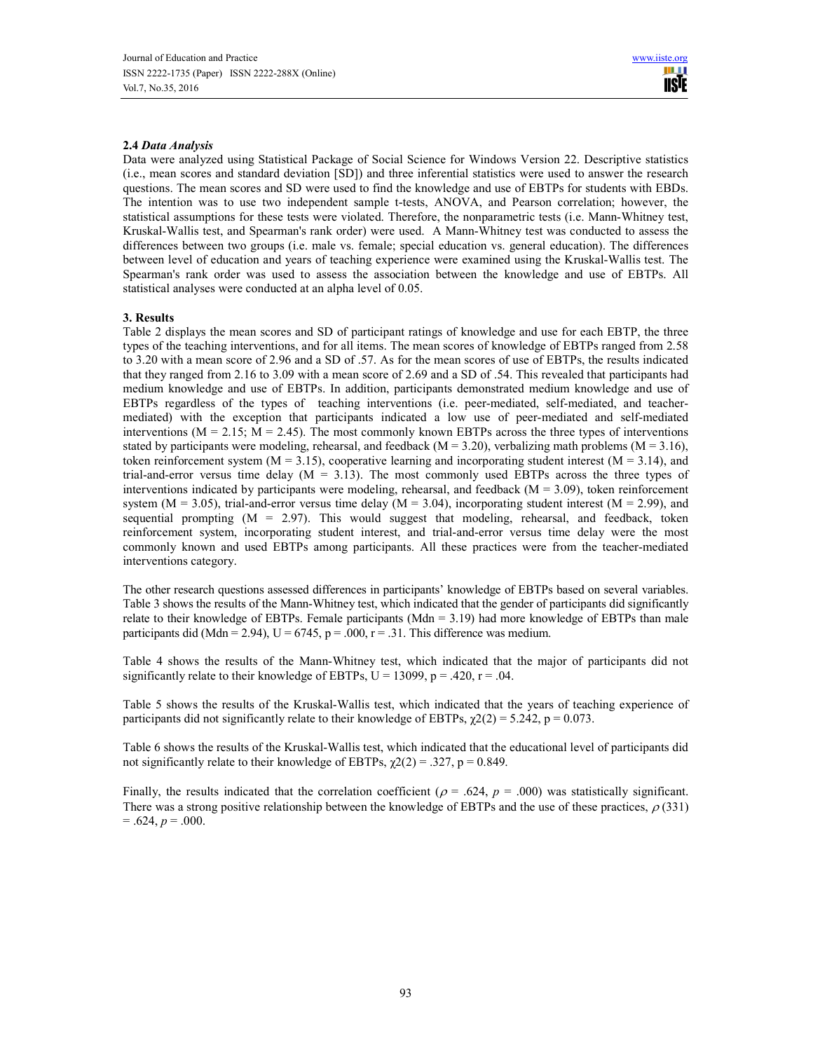### 2.4 *Data Analysis*

Data were analyzed using Statistical Package of Social Science for Windows Version 22. Descriptive statistics (i.e., mean scores and standard deviation [SD]) and three inferential statistics were used to answer the research questions. The mean scores and SD were used to find the knowledge and use of EBTPs for students with EBDs. The intention was to use two independent sample t-tests, ANOVA, and Pearson correlation; however, the statistical assumptions for these tests were violated. Therefore, the nonparametric tests (i.e. Mann-Whitney test, Kruskal-Wallis test, and Spearman's rank order) were used. A Mann-Whitney test was conducted to assess the differences between two groups (i.e. male vs. female; special education vs. general education). The differences between level of education and years of teaching experience were examined using the Kruskal-Wallis test. The Spearman's rank order was used to assess the association between the knowledge and use of EBTPs. All statistical analyses were conducted at an alpha level of 0.05.

## 3. Results

Table 2 displays the mean scores and SD of participant ratings of knowledge and use for each EBTP, the three types of the teaching interventions, and for all items. The mean scores of knowledge of EBTPs ranged from 2.58 to 3.20 with a mean score of 2.96 and a SD of .57. As for the mean scores of use of EBTPs, the results indicated that they ranged from 2.16 to 3.09 with a mean score of 2.69 and a SD of .54. This revealed that participants had medium knowledge and use of EBTPs. In addition, participants demonstrated medium knowledge and use of EBTPs regardless of the types of teaching interventions (i.e. peer-mediated, self-mediated, and teacher-mediated) with the exception that participants indicated a low use of peer-mediated and self-mediated interventions ($M = 2.15$; $M = 2.45$). The most commonly known EBTPs across the three types of interventions stated by participants were modeling, rehearsal, and feedback ($M = 3.20$), verbalizing math problems ($M = 3.16$), token reinforcement system ($M = 3.15$), cooperative learning and incorporating student interest ($M = 3.14$), and trial-and-error versus time delay ($M = 3.13$). The most commonly used EBTPs across the three types of interventions indicated by participants were modeling, rehearsal, and feedback ($M = 3.09$), token reinforcement system ($M = 3.05$), trial-and-error versus time delay ($M = 3.04$), incorporating student interest ($M = 2.99$), and sequential prompting ($M = 2.97$). This would suggest that modeling, rehearsal, and feedback, token reinforcement system, incorporating student interest, and trial-and-error versus time delay were the most commonly known and used EBTPs among participants. All these practices were from the teacher-mediated interventions category.

The other research questions assessed differences in participants' knowledge of EBTPs based on several variables. Table 3 shows the results of the Mann-Whitney test, which indicated that the gender of participants did significantly relate to their knowledge of EBTPs. Female participants ($Mdn = 3.19$) had more knowledge of EBTPs than male participants did ($Mdn = 2.94$), $U = 6745$, $p = .000$, $r = .31$. This difference was medium.

Table 4 shows the results of the Mann-Whitney test, which indicated that the major of participants did not significantly relate to their knowledge of EBTPs, $U = 13099$, $p = .420$, $r = .04$.

Table 5 shows the results of the Kruskal-Wallis test, which indicated that the years of teaching experience of participants did not significantly relate to their knowledge of EBTPs, $\chi2(2) = 5.242$, $p = 0.073$.

Table 6 shows the results of the Kruskal-Wallis test, which indicated that the educational level of participants did not significantly relate to their knowledge of EBTPs, $\chi2(2) = .327$, $p = 0.849$.

Finally, the results indicated that the correlation coefficient ($\rho = .624$, $p = .000$) was statistically significant. There was a strong positive relationship between the knowledge of EBTPs and the use of these practices, $\rho\,(331) = .624$, $p = .000$.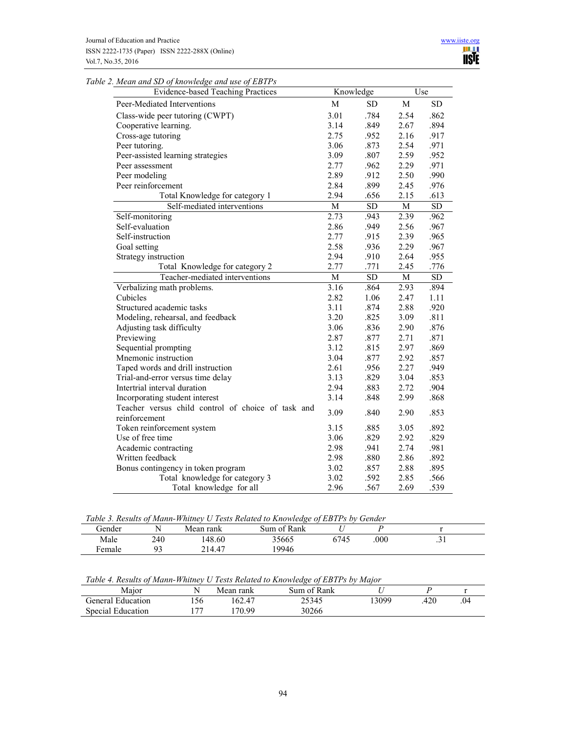*Table 2. Mean and SD of knowledge and use of EBTPs*

| Evidence-based Teaching Practices | Knowledge | | Use | |
|---|---|---|---|---|
| Peer-Mediated Interventions | M | SD | M | SD |
| Class-wide peer tutoring (CWPT) | 3.01 | .784 | 2.54 | .862 |
| Cooperative learning. | 3.14 | .849 | 2.67 | .894 |
| Cross-age tutoring | 2.75 | .952 | 2.16 | .917 |
| Peer tutoring. | 3.06 | .873 | 2.54 | .971 |
| Peer-assisted learning strategies | 3.09 | .807 | 2.59 | .952 |
| Peer assessment | 2.77 | .962 | 2.29 | .971 |
| Peer modeling | 2.89 | .912 | 2.50 | .990 |
| Peer reinforcement | 2.84 | .899 | 2.45 | .976 |
| Total Knowledge for category 1 | 2.94 | .656 | 2.15 | .613 |
| Self-mediated interventions | M | SD | M | SD |
| Self-monitoring | 2.73 | .943 | 2.39 | .962 |
| Self-evaluation | 2.86 | .949 | 2.56 | .967 |
| Self-instruction | 2.77 | .915 | 2.39 | .965 |
| Goal setting | 2.58 | .936 | 2.29 | .967 |
| Strategy instruction | 2.94 | .910 | 2.64 | .955 |
| Total Knowledge for category 2 | 2.77 | .771 | 2.45 | .776 |
| Teacher-mediated interventions | M | SD | M | SD |
| Verbalizing math problems. | 3.16 | .864 | 2.93 | .894 |
| Cubicles | 2.82 | 1.06 | 2.47 | 1.11 |
| Structured academic tasks | 3.11 | .874 | 2.88 | .920 |
| Modeling, rehearsal, and feedback | 3.20 | .825 | 3.09 | .811 |
| Adjusting task difficulty | 3.06 | .836 | 2.90 | .876 |
| Previewing | 2.87 | .877 | 2.71 | .871 |
| Sequential prompting | 3.12 | .815 | 2.97 | .869 |
| Mnemonic instruction | 3.04 | .877 | 2.92 | .857 |
| Taped words and drill instruction | 2.61 | .956 | 2.27 | .949 |
| Trial-and-error versus time delay | 3.13 | .829 | 3.04 | .853 |
| Intertrial interval duration | 2.94 | .883 | 2.72 | .904 |
| Incorporating student interest | 3.14 | .848 | 2.99 | .868 |
| Teacher versus child control of choice of task and reinforcement | 3.09 | .840 | 2.90 | .853 |
| Token reinforcement system | 3.15 | .885 | 3.05 | .892 |
| Use of free time | 3.06 | .829 | 2.92 | .829 |
| Academic contracting | 2.98 | .941 | 2.74 | .981 |
| Written feedback | 2.98 | .880 | 2.86 | .892 |
| Bonus contingency in token program | 3.02 | .857 | 2.88 | .895 |
| Total knowledge for category 3 | 3.02 | .592 | 2.85 | .566 |
| Total knowledge for all | 2.96 | .567 | 2.69 | .539 |

*Table 3. Results of Mann-Whitney U Tests Related to Knowledge of EBTPs by Gender*

| Gender | N | Mean rank | Sum of Rank | *U* | *P* | r |
|---|---|---|---|---|---|---|
| Male | 240 | 148.60 | 35665 | 6745 | .000 | .31 |
| Female | 93 | 214.47 | 19946 | | | |

*Table 4. Results of Mann-Whitney U Tests Related to Knowledge of EBTPs by Major*

| Major | N | Mean rank | Sum of Rank | *U* | *P* | r |
|---|---|---|---|---|---|---|
| General Education | 156 | 162.47 | 25345 | 13099 | .420 | .04 |
| Special Education | 177 | 170.99 | 30266 | | | |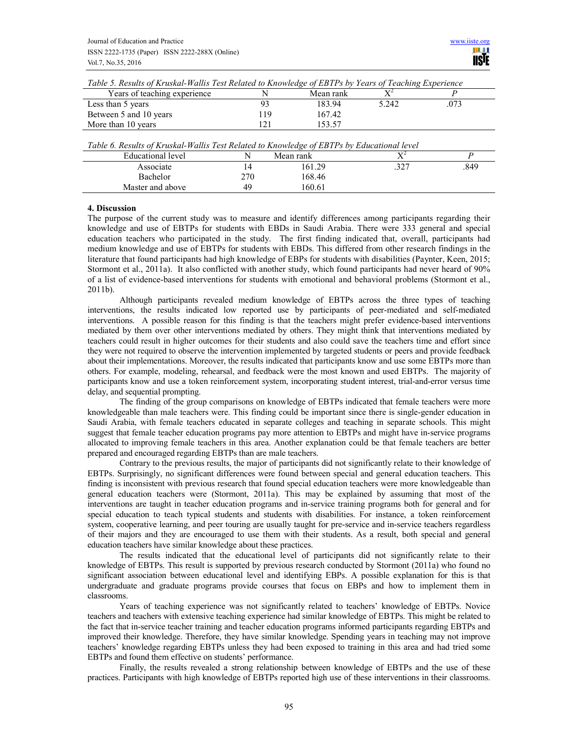*Table 5. Results of Kruskal-Wallis Test Related to Knowledge of EBTPs by Years of Teaching Experience*

| Years of teaching experience | N | Mean rank | $X^2$ | *P* |
|---|---|---|---|---|
| Less than 5 years | 93 | 183.94 | 5.242 | .073 |
| Between 5 and 10 years | 119 | 167.42 | | |
| More than 10 years | 121 | 153.57 | | |

*Table 6. Results of Kruskal-Wallis Test Related to Knowledge of EBTPs by Educational level*

| Educational level | N | Mean rank | $X^2$ | *P* |
|---|---|---|---|---|
| Associate | 14 | 161.29 | .327 | .849 |
| Bachelor | 270 | 168.46 | | |
| Master and above | 49 | 160.61 | | |

## 4. Discussion

The purpose of the current study was to measure and identify differences among participants regarding their knowledge and use of EBTPs for students with EBDs in Saudi Arabia. There were 333 general and special education teachers who participated in the study. The first finding indicated that, overall, participants had medium knowledge and use of EBTPs for students with EBDs. This differed from other research findings in the literature that found participants had high knowledge of EBPs for students with disabilities (Paynter, Keen, 2015; Stormont et al., 2011a). It also conflicted with another study, which found participants had never heard of 90% of a list of evidence-based interventions for students with emotional and behavioral problems (Stormont et al., 2011b).

Although participants revealed medium knowledge of EBTPs across the three types of teaching interventions, the results indicated low reported use by participants of peer-mediated and self-mediated interventions. A possible reason for this finding is that the teachers might prefer evidence-based interventions mediated by them over other interventions mediated by others. They might think that interventions mediated by teachers could result in higher outcomes for their students and also could save the teachers time and effort since they were not required to observe the intervention implemented by targeted students or peers and provide feedback about their implementations. Moreover, the results indicated that participants know and use some EBTPs more than others. For example, modeling, rehearsal, and feedback were the most known and used EBTPs. The majority of participants know and use a token reinforcement system, incorporating student interest, trial-and-error versus time delay, and sequential prompting.

The finding of the group comparisons on knowledge of EBTPs indicated that female teachers were more knowledgeable than male teachers were. This finding could be important since there is single-gender education in Saudi Arabia, with female teachers educated in separate colleges and teaching in separate schools. This might suggest that female teacher education programs pay more attention to EBTPs and might have in-service programs allocated to improving female teachers in this area. Another explanation could be that female teachers are better prepared and encouraged regarding EBTPs than are male teachers.

Contrary to the previous results, the major of participants did not significantly relate to their knowledge of EBTPs. Surprisingly, no significant differences were found between special and general education teachers. This finding is inconsistent with previous research that found special education teachers were more knowledgeable than general education teachers were (Stormont, 2011a). This may be explained by assuming that most of the interventions are taught in teacher education programs and in-service training programs both for general and for special education to teach typical students and students with disabilities. For instance, a token reinforcement system, cooperative learning, and peer touring are usually taught for pre-service and in-service teachers regardless of their majors and they are encouraged to use them with their students. As a result, both special and general education teachers have similar knowledge about these practices.

The results indicated that the educational level of participants did not significantly relate to their knowledge of EBTPs. This result is supported by previous research conducted by Stormont (2011a) who found no significant association between educational level and identifying EBPs. A possible explanation for this is that undergraduate and graduate programs provide courses that focus on EBPs and how to implement them in classrooms.

Years of teaching experience was not significantly related to teachers' knowledge of EBTPs. Novice teachers and teachers with extensive teaching experience had similar knowledge of EBTPs. This might be related to the fact that in-service teacher training and teacher education programs informed participants regarding EBTPs and improved their knowledge. Therefore, they have similar knowledge. Spending years in teaching may not improve teachers' knowledge regarding EBTPs unless they had been exposed to training in this area and had tried some EBTPs and found them effective on students' performance.

Finally, the results revealed a strong relationship between knowledge of EBTPs and the use of these practices. Participants with high knowledge of EBTPs reported high use of these interventions in their classrooms.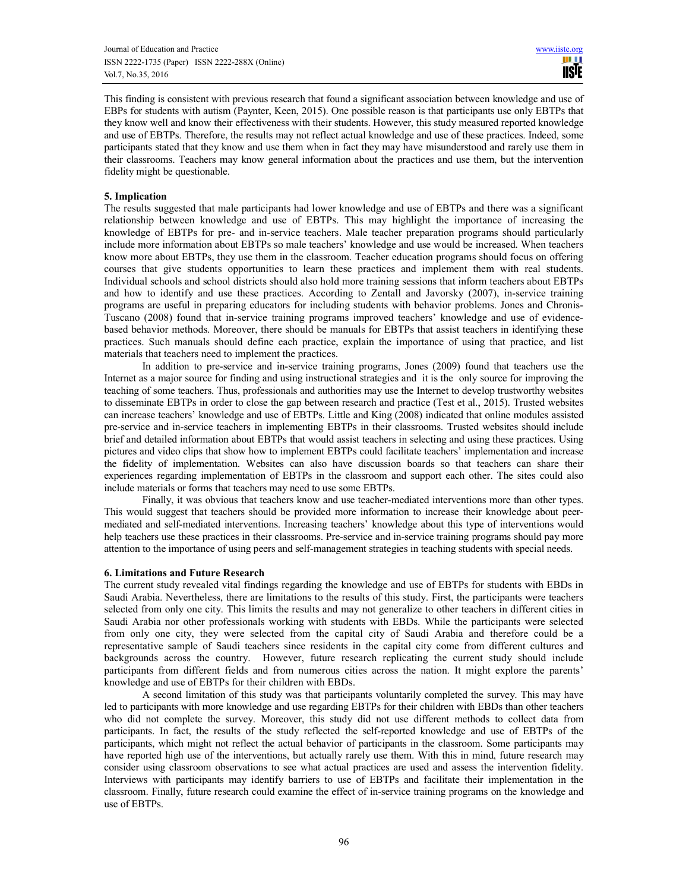This finding is consistent with previous research that found a significant association between knowledge and use of EBPs for students with autism (Paynter, Keen, 2015). One possible reason is that participants use only EBTPs that they know well and know their effectiveness with their students. However, this study measured reported knowledge and use of EBTPs. Therefore, the results may not reflect actual knowledge and use of these practices. Indeed, some participants stated that they know and use them when in fact they may have misunderstood and rarely use them in their classrooms. Teachers may know general information about the practices and use them, but the intervention fidelity might be questionable.

## 5. Implication

The results suggested that male participants had lower knowledge and use of EBTPs and there was a significant relationship between knowledge and use of EBTPs. This may highlight the importance of increasing the knowledge of EBTPs for pre- and in-service teachers. Male teacher preparation programs should particularly include more information about EBTPs so male teachers' knowledge and use would be increased. When teachers know more about EBTPs, they use them in the classroom. Teacher education programs should focus on offering courses that give students opportunities to learn these practices and implement them with real students. Individual schools and school districts should also hold more training sessions that inform teachers about EBTPs and how to identify and use these practices. According to Zentall and Javorsky (2007), in-service training programs are useful in preparing educators for including students with behavior problems. Jones and Chronis-Tuscano (2008) found that in-service training programs improved teachers' knowledge and use of evidence-based behavior methods. Moreover, there should be manuals for EBTPs that assist teachers in identifying these practices. Such manuals should define each practice, explain the importance of using that practice, and list materials that teachers need to implement the practices.

In addition to pre-service and in-service training programs, Jones (2009) found that teachers use the Internet as a major source for finding and using instructional strategies and it is the only source for improving the teaching of some teachers. Thus, professionals and authorities may use the Internet to develop trustworthy websites to disseminate EBTPs in order to close the gap between research and practice (Test et al., 2015). Trusted websites can increase teachers' knowledge and use of EBTPs. Little and King (2008) indicated that online modules assisted pre-service and in-service teachers in implementing EBTPs in their classrooms. Trusted websites should include brief and detailed information about EBTPs that would assist teachers in selecting and using these practices. Using pictures and video clips that show how to implement EBTPs could facilitate teachers' implementation and increase the fidelity of implementation. Websites can also have discussion boards so that teachers can share their experiences regarding implementation of EBTPs in the classroom and support each other. The sites could also include materials or forms that teachers may need to use some EBTPs.

Finally, it was obvious that teachers know and use teacher-mediated interventions more than other types. This would suggest that teachers should be provided more information to increase their knowledge about peer-mediated and self-mediated interventions. Increasing teachers' knowledge about this type of interventions would help teachers use these practices in their classrooms. Pre-service and in-service training programs should pay more attention to the importance of using peers and self-management strategies in teaching students with special needs.

## 6. Limitations and Future Research

The current study revealed vital findings regarding the knowledge and use of EBTPs for students with EBDs in Saudi Arabia. Nevertheless, there are limitations to the results of this study. First, the participants were teachers selected from only one city. This limits the results and may not generalize to other teachers in different cities in Saudi Arabia nor other professionals working with students with EBDs. While the participants were selected from only one city, they were selected from the capital city of Saudi Arabia and therefore could be a representative sample of Saudi teachers since residents in the capital city come from different cultures and backgrounds across the country. However, future research replicating the current study should include participants from different fields and from numerous cities across the nation. It might explore the parents' knowledge and use of EBTPs for their children with EBDs.

A second limitation of this study was that participants voluntarily completed the survey. This may have led to participants with more knowledge and use regarding EBTPs for their children with EBDs than other teachers who did not complete the survey. Moreover, this study did not use different methods to collect data from participants. In fact, the results of the study reflected the self-reported knowledge and use of EBTPs of the participants, which might not reflect the actual behavior of participants in the classroom. Some participants may have reported high use of the interventions, but actually rarely use them. With this in mind, future research may consider using classroom observations to see what actual practices are used and assess the intervention fidelity. Interviews with participants may identify barriers to use of EBTPs and facilitate their implementation in the classroom. Finally, future research could examine the effect of in-service training programs on the knowledge and use of EBTPs.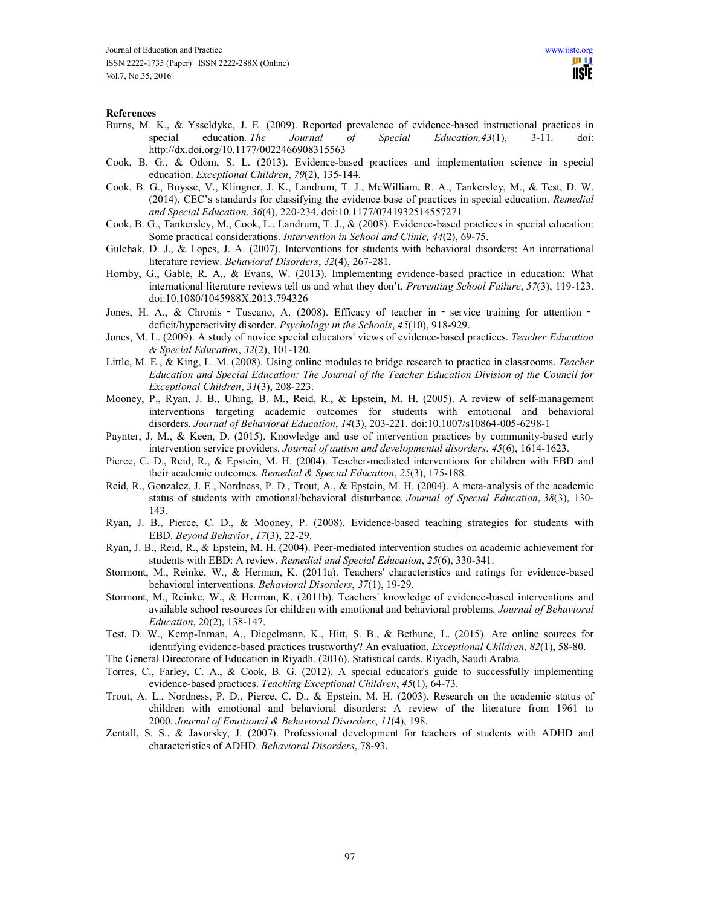**References**

Burns, M. K., & Ysseldyke, J. E. (2009). Reported prevalence of evidence-based instructional practices in special education. *The Journal of Special Education,43*(1), 3-11. doi: http://dx.doi.org/10.1177/0022466908315563

Cook, B. G., & Odom, S. L. (2013). Evidence-based practices and implementation science in special education. *Exceptional Children*, *79*(2), 135-144.

Cook, B. G., Buysse, V., Klingner, J. K., Landrum, T. J., McWilliam, R. A., Tankersley, M., & Test, D. W. (2014). CEC's standards for classifying the evidence base of practices in special education. *Remedial and Special Education*. *36*(4), 220-234. doi:10.1177/0741932514557271

Cook, B. G., Tankersley, M., Cook, L., Landrum, T. J., & (2008). Evidence-based practices in special education: Some practical considerations. *Intervention in School and Clinic, 44*(2), 69-75.

Gulchak, D. J., & Lopes, J. A. (2007). Interventions for students with behavioral disorders: An international literature review. *Behavioral Disorders*, *32*(4), 267-281.

Hornby, G., Gable, R. A., & Evans, W. (2013). Implementing evidence-based practice in education: What international literature reviews tell us and what they don't. *Preventing School Failure*, *57*(3), 119-123. doi:10.1080/1045988X.2013.794326

Jones, H. A., & Chronis ‐ Tuscano, A. (2008). Efficacy of teacher in ‐ service training for attention ‐ deficit/hyperactivity disorder. *Psychology in the Schools*, *45*(10), 918-929.

Jones, M. L. (2009). A study of novice special educators' views of evidence-based practices. *Teacher Education & Special Education*, *32*(2), 101-120.

Little, M. E., & King, L. M. (2008). Using online modules to bridge research to practice in classrooms. *Teacher Education and Special Education: The Journal of the Teacher Education Division of the Council for Exceptional Children*, *31*(3), 208-223.

Mooney, P., Ryan, J. B., Uhing, B. M., Reid, R., & Epstein, M. H. (2005). A review of self-management interventions targeting academic outcomes for students with emotional and behavioral disorders. *Journal of Behavioral Education*, *14*(3), 203-221. doi:10.1007/s10864-005-6298-1

Paynter, J. M., & Keen, D. (2015). Knowledge and use of intervention practices by community-based early intervention service providers. *Journal of autism and developmental disorders*, *45*(6), 1614-1623.

Pierce, C. D., Reid, R., & Epstein, M. H. (2004). Teacher-mediated interventions for children with EBD and their academic outcomes. *Remedial & Special Education*, *25*(3), 175-188.

Reid, R., Gonzalez, J. E., Nordness, P. D., Trout, A., & Epstein, M. H. (2004). A meta-analysis of the academic status of students with emotional/behavioral disturbance. *Journal of Special Education*, *38*(3), 130-143.

Ryan, J. B., Pierce, C. D., & Mooney, P. (2008). Evidence-based teaching strategies for students with EBD. *Beyond Behavior*, *17*(3), 22-29.

Ryan, J. B., Reid, R., & Epstein, M. H. (2004). Peer-mediated intervention studies on academic achievement for students with EBD: A review. *Remedial and Special Education*, *25*(6), 330-341.

Stormont, M., Reinke, W., & Herman, K. (2011a). Teachers' characteristics and ratings for evidence-based behavioral interventions. *Behavioral Disorders*, *37*(1), 19-29.

Stormont, M., Reinke, W., & Herman, K. (2011b). Teachers' knowledge of evidence-based interventions and available school resources for children with emotional and behavioral problems. *Journal of Behavioral Education*, 20(2), 138-147.

Test, D. W., Kemp-Inman, A., Diegelmann, K., Hitt, S. B., & Bethune, L. (2015). Are online sources for identifying evidence-based practices trustworthy? An evaluation. *Exceptional Children*, *82*(1), 58-80.

The General Directorate of Education in Riyadh. (2016). Statistical cards. Riyadh, Saudi Arabia.

Torres, C., Farley, C. A., & Cook, B. G. (2012). A special educator's guide to successfully implementing evidence-based practices. *Teaching Exceptional Children*, *45*(1), 64-73.

Trout, A. L., Nordness, P. D., Pierce, C. D., & Epstein, M. H. (2003). Research on the academic status of children with emotional and behavioral disorders: A review of the literature from 1961 to 2000. *Journal of Emotional & Behavioral Disorders*, *11*(4), 198.

Zentall, S. S., & Javorsky, J. (2007). Professional development for teachers of students with ADHD and characteristics of ADHD. *Behavioral Disorders*, 78-93.